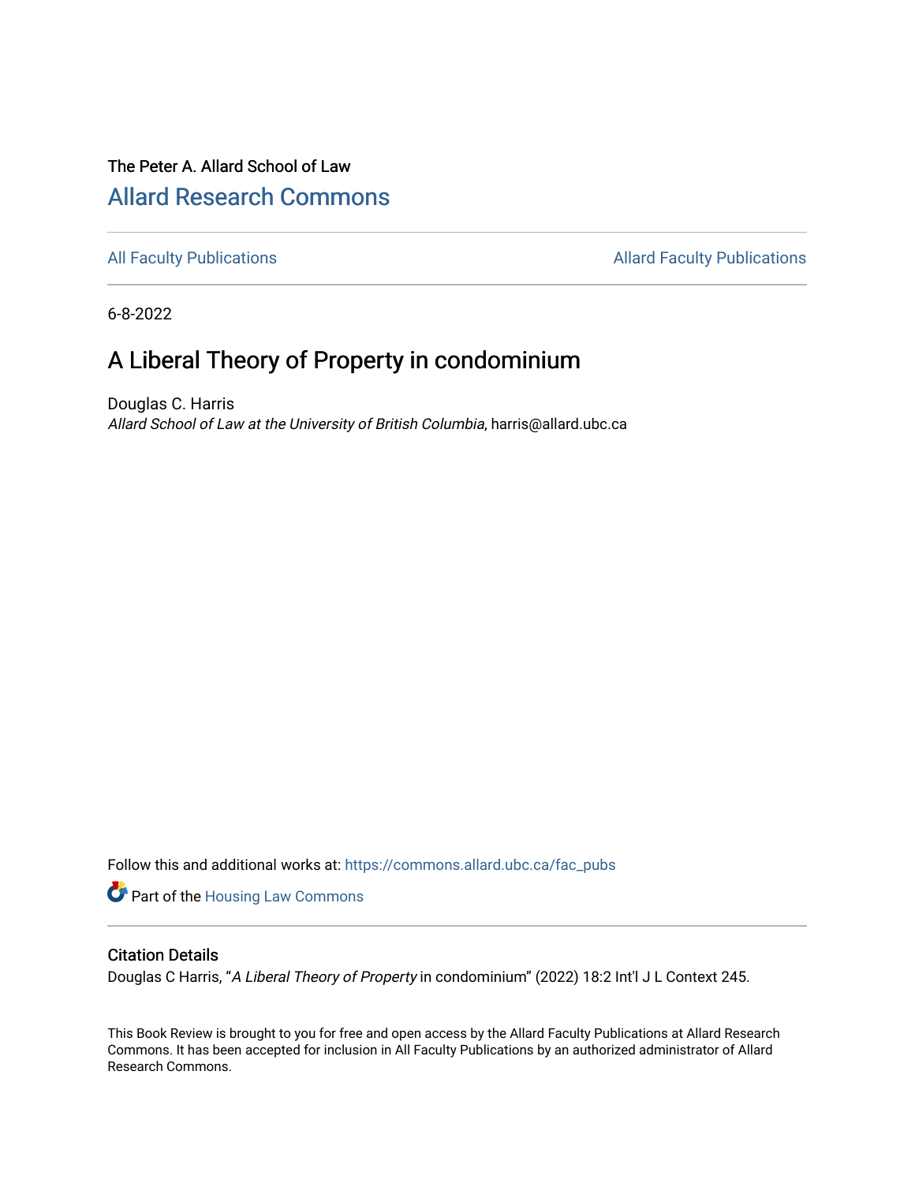The Peter A. Allard School of Law

## Allard Research Commons

All Faculty Publications | Allard Faculty Publications

6-8-2022

# A Liberal Theory of Property in condominium

Douglas C. Harris
*Allard School of Law at the University of British Columbia*, harris@allard.ubc.ca

Follow this and additional works at: https://commons.allard.ubc.ca/fac_pubs

Part of the Housing Law Commons

### Citation Details

Douglas C Harris, "*A Liberal Theory of Property* in condominium" (2022) 18:2 Int'l J L Context 245.

This Book Review is brought to you for free and open access by the Allard Faculty Publications at Allard Research Commons. It has been accepted for inclusion in All Faculty Publications by an authorized administrator of Allard Research Commons.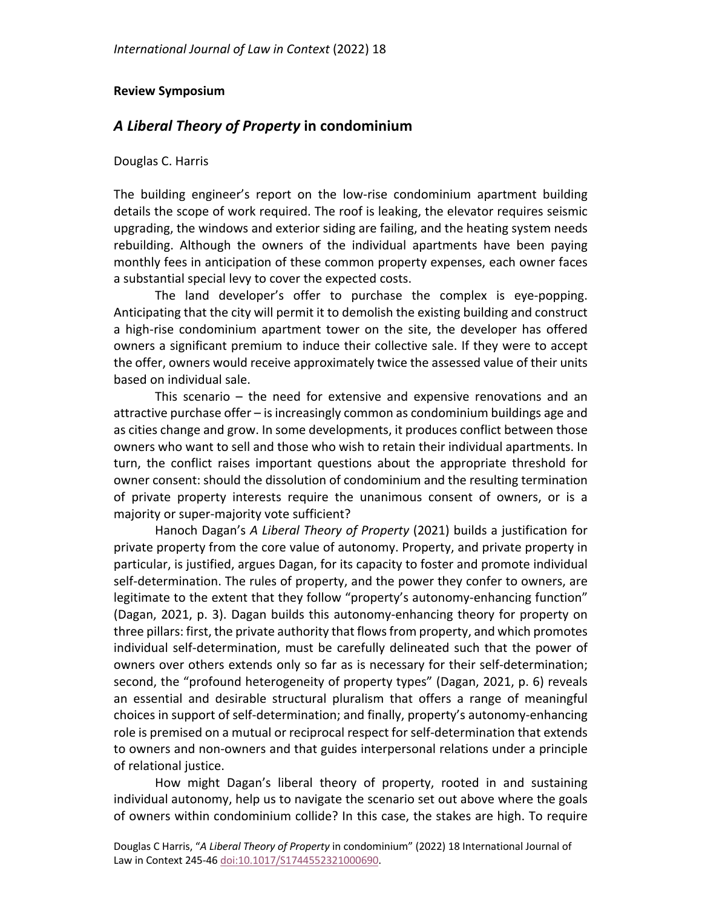*International Journal of Law in Context* (2022) 18

**Review Symposium**

## *A Liberal Theory of Property* in condominium

Douglas C. Harris

The building engineer's report on the low-rise condominium apartment building details the scope of work required. The roof is leaking, the elevator requires seismic upgrading, the windows and exterior siding are failing, and the heating system needs rebuilding. Although the owners of the individual apartments have been paying monthly fees in anticipation of these common property expenses, each owner faces a substantial special levy to cover the expected costs.

The land developer's offer to purchase the complex is eye-popping. Anticipating that the city will permit it to demolish the existing building and construct a high-rise condominium apartment tower on the site, the developer has offered owners a significant premium to induce their collective sale. If they were to accept the offer, owners would receive approximately twice the assessed value of their units based on individual sale.

This scenario – the need for extensive and expensive renovations and an attractive purchase offer – is increasingly common as condominium buildings age and as cities change and grow. In some developments, it produces conflict between those owners who want to sell and those who wish to retain their individual apartments. In turn, the conflict raises important questions about the appropriate threshold for owner consent: should the dissolution of condominium and the resulting termination of private property interests require the unanimous consent of owners, or is a majority or super-majority vote sufficient?

Hanoch Dagan's *A Liberal Theory of Property* (2021) builds a justification for private property from the core value of autonomy. Property, and private property in particular, is justified, argues Dagan, for its capacity to foster and promote individual self-determination. The rules of property, and the power they confer to owners, are legitimate to the extent that they follow "property's autonomy-enhancing function" (Dagan, 2021, p. 3). Dagan builds this autonomy-enhancing theory for property on three pillars: first, the private authority that flows from property, and which promotes individual self-determination, must be carefully delineated such that the power of owners over others extends only so far as is necessary for their self-determination; second, the "profound heterogeneity of property types" (Dagan, 2021, p. 6) reveals an essential and desirable structural pluralism that offers a range of meaningful choices in support of self-determination; and finally, property's autonomy-enhancing role is premised on a mutual or reciprocal respect for self-determination that extends to owners and non-owners and that guides interpersonal relations under a principle of relational justice.

How might Dagan's liberal theory of property, rooted in and sustaining individual autonomy, help us to navigate the scenario set out above where the goals of owners within condominium collide? In this case, the stakes are high. To require

Douglas C Harris, "*A Liberal Theory of Property* in condominium" (2022) 18 International Journal of Law in Context 245-46 doi:10.1017/S1744552321000690.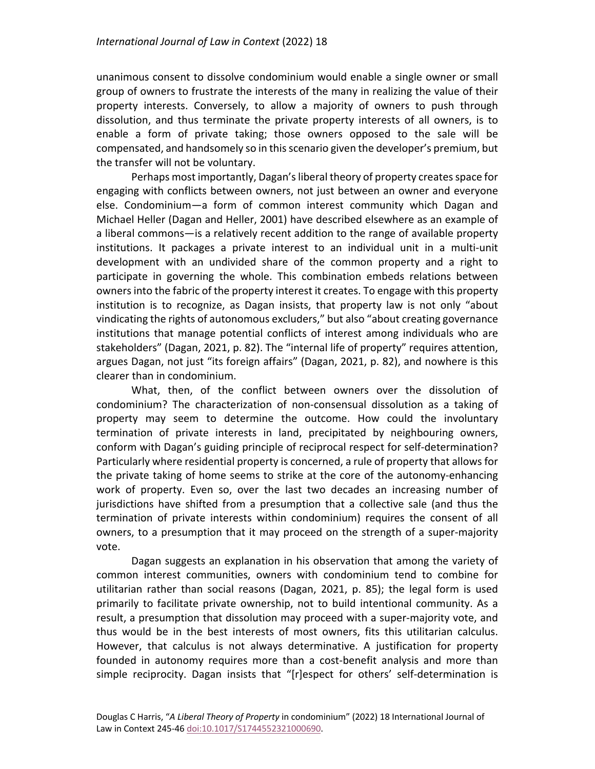unanimous consent to dissolve condominium would enable a single owner or small group of owners to frustrate the interests of the many in realizing the value of their property interests. Conversely, to allow a majority of owners to push through dissolution, and thus terminate the private property interests of all owners, is to enable a form of private taking; those owners opposed to the sale will be compensated, and handsomely so in this scenario given the developer's premium, but the transfer will not be voluntary.

Perhaps most importantly, Dagan's liberal theory of property creates space for engaging with conflicts between owners, not just between an owner and everyone else. Condominium—a form of common interest community which Dagan and Michael Heller (Dagan and Heller, 2001) have described elsewhere as an example of a liberal commons—is a relatively recent addition to the range of available property institutions. It packages a private interest to an individual unit in a multi-unit development with an undivided share of the common property and a right to participate in governing the whole. This combination embeds relations between owners into the fabric of the property interest it creates. To engage with this property institution is to recognize, as Dagan insists, that property law is not only "about vindicating the rights of autonomous excluders," but also "about creating governance institutions that manage potential conflicts of interest among individuals who are stakeholders" (Dagan, 2021, p. 82). The "internal life of property" requires attention, argues Dagan, not just "its foreign affairs" (Dagan, 2021, p. 82), and nowhere is this clearer than in condominium.

What, then, of the conflict between owners over the dissolution of condominium? The characterization of non-consensual dissolution as a taking of property may seem to determine the outcome. How could the involuntary termination of private interests in land, precipitated by neighbouring owners, conform with Dagan's guiding principle of reciprocal respect for self-determination? Particularly where residential property is concerned, a rule of property that allows for the private taking of home seems to strike at the core of the autonomy-enhancing work of property. Even so, over the last two decades an increasing number of jurisdictions have shifted from a presumption that a collective sale (and thus the termination of private interests within condominium) requires the consent of all owners, to a presumption that it may proceed on the strength of a super-majority vote.

Dagan suggests an explanation in his observation that among the variety of common interest communities, owners with condominium tend to combine for utilitarian rather than social reasons (Dagan, 2021, p. 85); the legal form is used primarily to facilitate private ownership, not to build intentional community. As a result, a presumption that dissolution may proceed with a super-majority vote, and thus would be in the best interests of most owners, fits this utilitarian calculus. However, that calculus is not always determinative. A justification for property founded in autonomy requires more than a cost-benefit analysis and more than simple reciprocity. Dagan insists that "[r]espect for others' self-determination is

Douglas C Harris, "*A Liberal Theory of Property* in condominium" (2022) 18 International Journal of Law in Context 245-46 doi:10.1017/S1744552321000690.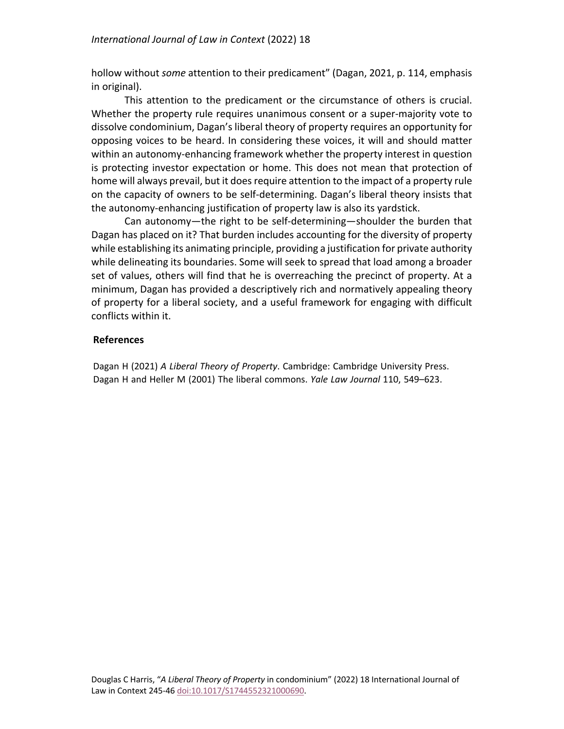hollow without *some* attention to their predicament" (Dagan, 2021, p. 114, emphasis in original).

This attention to the predicament or the circumstance of others is crucial. Whether the property rule requires unanimous consent or a super-majority vote to dissolve condominium, Dagan's liberal theory of property requires an opportunity for opposing voices to be heard. In considering these voices, it will and should matter within an autonomy-enhancing framework whether the property interest in question is protecting investor expectation or home. This does not mean that protection of home will always prevail, but it does require attention to the impact of a property rule on the capacity of owners to be self-determining. Dagan's liberal theory insists that the autonomy-enhancing justification of property law is also its yardstick.

Can autonomy—the right to be self-determining—shoulder the burden that Dagan has placed on it? That burden includes accounting for the diversity of property while establishing its animating principle, providing a justification for private authority while delineating its boundaries. Some will seek to spread that load among a broader set of values, others will find that he is overreaching the precinct of property. At a minimum, Dagan has provided a descriptively rich and normatively appealing theory of property for a liberal society, and a useful framework for engaging with difficult conflicts within it.

## References

Dagan H (2021) *A Liberal Theory of Property*. Cambridge: Cambridge University Press.
Dagan H and Heller M (2001) The liberal commons. *Yale Law Journal* 110, 549–623.